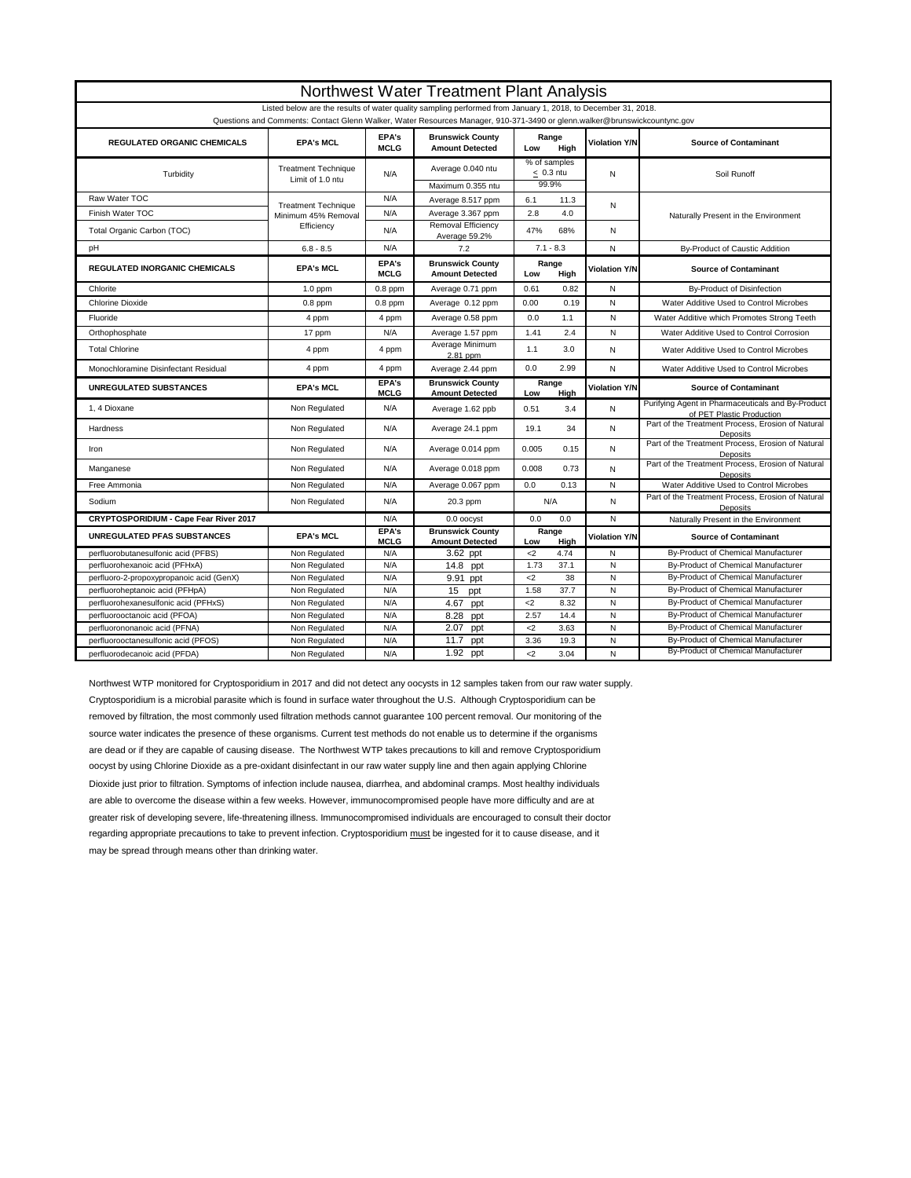# Northwest Water Treatment Plant Analysis

Listed below are the results of water quality sampling performed from January 1, 2018, to December 31, 2018.

Questions and Comments: Contact Glenn Walker, Water Resources Manager, 910-371-3490 or glenn.walker@brunswickcountync.gov

| REGULATED ORGANIC CHEMICALS | EPA's MCL | EPA's MCLG | Brunswick County Amount Detected | Range Low | Range High | Violation Y/N | Source of Contaminant |
|---|---|---|---|---|---|---|---|
| Turbidity | Treatment Technique Limit of 1.0 ntu | N/A | Average 0.040 ntu / Maximum 0.355 ntu | % of samples ≤ 0.3 ntu 99.9% | | N | Soil Runoff |
| Raw Water TOC | Treatment Technique Minimum 45% Removal Efficiency | N/A | Average 8.517 ppm | 6.1 | 11.3 | N | Naturally Present in the Environment |
| Finish Water TOC | | N/A | Average 3.367 ppm | 2.8 | 4.0 | | |
| Total Organic Carbon (TOC) | | N/A | Removal Efficiency Average 59.2% | 47% | 68% | N | |
| pH | 6.8 - 8.5 | N/A | 7.2 | 7.1 - 8.3 | | N | By-Product of Caustic Addition |
| **REGULATED INORGANIC CHEMICALS** | **EPA's MCL** | **EPA's MCLG** | **Brunswick County Amount Detected** | **Range Low** | **Range High** | **Violation Y/N** | **Source of Contaminant** |
| Chlorite | 1.0 ppm | 0.8 ppm | Average 0.71 ppm | 0.61 | 0.82 | N | By-Product of Disinfection |
| Chlorine Dioxide | 0.8 ppm | 0.8 ppm | Average 0.12 ppm | 0.00 | 0.19 | N | Water Additive Used to Control Microbes |
| Fluoride | 4 ppm | 4 ppm | Average 0.58 ppm | 0.0 | 1.1 | N | Water Additive which Promotes Strong Teeth |
| Orthophosphate | 17 ppm | N/A | Average 1.57 ppm | 1.41 | 2.4 | N | Water Additive Used to Control Corrosion |
| Total Chlorine | 4 ppm | 4 ppm | Average Minimum 2.81 ppm | 1.1 | 3.0 | N | Water Additive Used to Control Microbes |
| Monochloramine Disinfectant Residual | 4 ppm | 4 ppm | Average 2.44 ppm | 0.0 | 2.99 | N | Water Additive Used to Control Microbes |
| **UNREGULATED SUBSTANCES** | **EPA's MCL** | **EPA's MCLG** | **Brunswick County Amount Detected** | **Range Low** | **Range High** | **Violation Y/N** | **Source of Contaminant** |
| 1, 4 Dioxane | Non Regulated | N/A | Average 1.62 ppb | 0.51 | 3.4 | N | Purifying Agent in Pharmaceuticals and By-Product of PET Plastic Production |
| Hardness | Non Regulated | N/A | Average 24.1 ppm | 19.1 | 34 | N | Part of the Treatment Process, Erosion of Natural Deposits |
| Iron | Non Regulated | N/A | Average 0.014 ppm | 0.005 | 0.15 | N | Part of the Treatment Process, Erosion of Natural Deposits |
| Manganese | Non Regulated | N/A | Average 0.018 ppm | 0.008 | 0.73 | N | Part of the Treatment Process, Erosion of Natural Deposits |
| Free Ammonia | Non Regulated | N/A | Average 0.067 ppm | 0.0 | 0.13 | N | Water Additive Used to Control Microbes |
| Sodium | Non Regulated | N/A | 20.3 ppm | N/A | | N | Part of the Treatment Process, Erosion of Natural Deposits |
| **CRYPTOSPORIDIUM - Cape Fear River 2017** | | N/A | 0.0 oocyst | 0.0 | 0.0 | N | Naturally Present in the Environment |
| **UNREGULATED PFAS SUBSTANCES** | **EPA's MCL** | **EPA's MCLG** | **Brunswick County Amount Detected** | **Range Low** | **Range High** | **Violation Y/N** | **Source of Contaminant** |
| perfluorobutanesulfonic acid (PFBS) | Non Regulated | N/A | 3.62 ppt | <2 | 4.74 | N | By-Product of Chemical Manufacturer |
| perfluorohexanoic acid (PFHxA) | Non Regulated | N/A | 14.8 ppt | 1.73 | 37.1 | N | By-Product of Chemical Manufacturer |
| perfluoro-2-propoxypropanoic acid (GenX) | Non Regulated | N/A | 9.91 ppt | <2 | 38 | N | By-Product of Chemical Manufacturer |
| perfluoroheptanoic acid (PFHpA) | Non Regulated | N/A | 15 ppt | 1.58 | 37.7 | N | By-Product of Chemical Manufacturer |
| perfluorohexanesulfonic acid (PFHxS) | Non Regulated | N/A | 4.67 ppt | <2 | 8.32 | N | By-Product of Chemical Manufacturer |
| perfluorooctanoic acid (PFOA) | Non Regulated | N/A | 8.28 ppt | 2.57 | 14.4 | N | By-Product of Chemical Manufacturer |
| perfluorononanoic acid (PFNA) | Non Regulated | N/A | 2.07 ppt | <2 | 3.63 | N | By-Product of Chemical Manufacturer |
| perfluorooctanesulfonic acid (PFOS) | Non Regulated | N/A | 11.7 ppt | 3.36 | 19.3 | N | By-Product of Chemical Manufacturer |
| perfluorodecanoic acid (PFDA) | Non Regulated | N/A | 1.92 ppt | <2 | 3.04 | N | By-Product of Chemical Manufacturer |

Northwest WTP monitored for Cryptosporidium in 2017 and did not detect any oocysts in 12 samples taken from our raw water supply. Cryptosporidium is a microbial parasite which is found in surface water throughout the U.S. Although Cryptosporidium can be removed by filtration, the most commonly used filtration methods cannot guarantee 100 percent removal. Our monitoring of the source water indicates the presence of these organisms. Current test methods do not enable us to determine if the organisms are dead or if they are capable of causing disease. The Northwest WTP takes precautions to kill and remove Cryptosporidium oocyst by using Chlorine Dioxide as a pre-oxidant disinfectant in our raw water supply line and then again applying Chlorine Dioxide just prior to filtration. Symptoms of infection include nausea, diarrhea, and abdominal cramps. Most healthy individuals are able to overcome the disease within a few weeks. However, immunocompromised people have more difficulty and are at greater risk of developing severe, life-threatening illness. Immunocompromised individuals are encouraged to consult their doctor regarding appropriate precautions to take to prevent infection. Cryptosporidium must be ingested for it to cause disease, and it may be spread through means other than drinking water.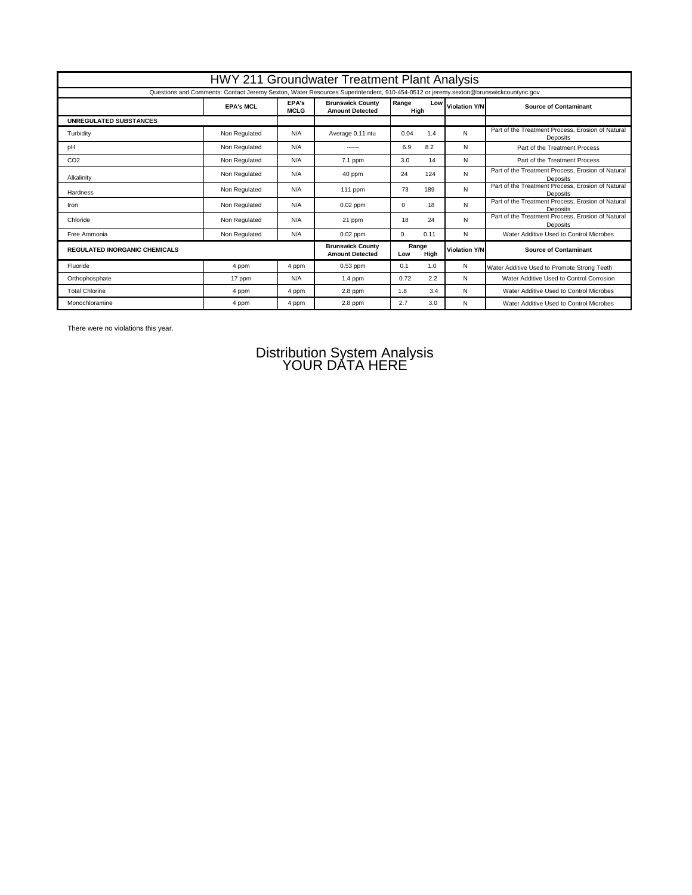# HWY 211 Groundwater Treatment Plant Analysis

Questions and Comments: Contact Jeremy Sexton, Water Resources Superintendent, 910-454-0512 or jeremy.sexton@brunswickcountync.gov

| | EPA's MCL | EPA's MCLG | Brunswick County Amount Detected | Range Low | High | Violation Y/N | Source of Contaminant |
|---|---|---|---|---|---|---|---|
| **UNREGULATED SUBSTANCES** | | | | | | | |
| Turbidity | Non Regulated | N/A | Average 0.11 ntu | 0.04 | 1.4 | N | Part of the Treatment Process, Erosion of Natural Deposits |
| pH | Non Regulated | N/A | ------ | 6.9 | 8.2 | N | Part of the Treatment Process |
| $CO_2$ | Non Regulated | N/A | 7.1 ppm | 3.0 | 14 | N | Part of the Treatment Process |
| Alkalinity | Non Regulated | N/A | 40 ppm | 24 | 124 | N | Part of the Treatment Process, Erosion of Natural Deposits |
| Hardness | Non Regulated | N/A | 111 ppm | 73 | 189 | N | Part of the Treatment Process, Erosion of Natural Deposits |
| Iron | Non Regulated | N/A | 0.02 ppm | 0 | .18 | N | Part of the Treatment Process, Erosion of Natural Deposits |
| Chloride | Non Regulated | N/A | 21 ppm | 18 | 24 | N | Part of the Treatment Process, Erosion of Natural Deposits |
| Free Ammonia | Non Regulated | N/A | 0.02 ppm | 0 | 0.11 | N | Water Additive Used to Control Microbes |
| **REGULATED INORGANIC CHEMICALS** | | | **Brunswick County Amount Detected** | **Range Low** | **High** | **Violation Y/N** | **Source of Contaminant** |
| Fluoride | 4 ppm | 4 ppm | 0.53 ppm | 0.1 | 1.0 | N | Water Additive Used to Promote Strong Teeth |
| Orthophosphate | 17 ppm | N/A | 1.4 ppm | 0.72 | 2.2 | N | Water Additive Used to Control Corrosion |
| Total Chlorine | 4 ppm | 4 ppm | 2.8 ppm | 1.8 | 3.4 | N | Water Additive Used to Control Microbes |
| Monochloramine | 4 ppm | 4 ppm | 2.8 ppm | 2.7 | 3.0 | N | Water Additive Used to Control Microbes |

There were no violations this year.

## Distribution System Analysis
## YOUR DATA HERE